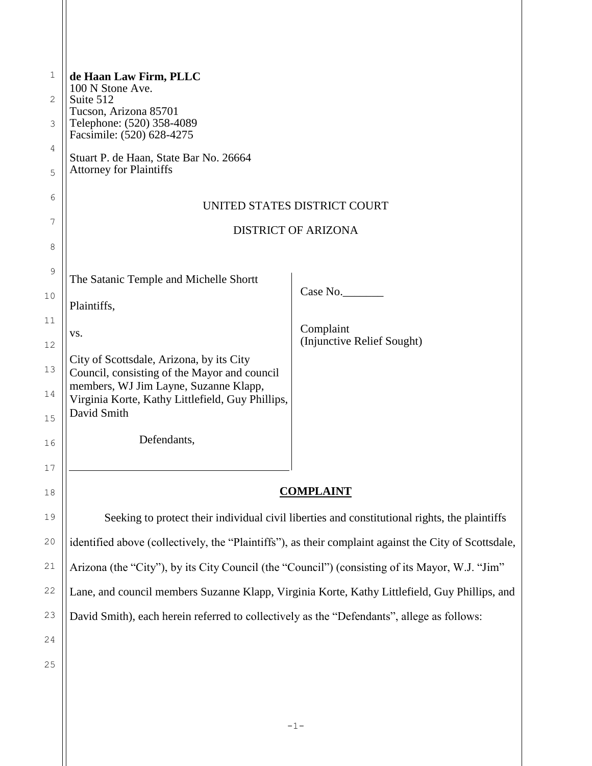**de Haan Law Firm, PLLC**
100 N Stone Ave.
Suite 512
Tucson, Arizona 85701
Telephone: (520) 358-4089
Facsimile: (520) 628-4275

Stuart P. de Haan, State Bar No. 26664
Attorney for Plaintiffs

UNITED STATES DISTRICT COURT

DISTRICT OF ARIZONA

| | |
|---|---|
| The Satanic Temple and Michelle Shortt<br><br>Plaintiffs,<br><br>vs.<br><br>City of Scottsdale, Arizona, by its City Council, consisting of the Mayor and council members, WJ Jim Layne, Suzanne Klapp, Virginia Korte, Kathy Littlefield, Guy Phillips, David Smith<br><br>Defendants, | Case No.\_\_\_\_\_\_\_<br><br>Complaint<br>(Injunctive Relief Sought) |

## COMPLAINT

Seeking to protect their individual civil liberties and constitutional rights, the plaintiffs identified above (collectively, the "Plaintiffs"), as their complaint against the City of Scottsdale, Arizona (the "City"), by its City Council (the "Council") (consisting of its Mayor, W.J. "Jim" Lane, and council members Suzanne Klapp, Virginia Korte, Kathy Littlefield, Guy Phillips, and David Smith), each herein referred to collectively as the "Defendants", allege as follows: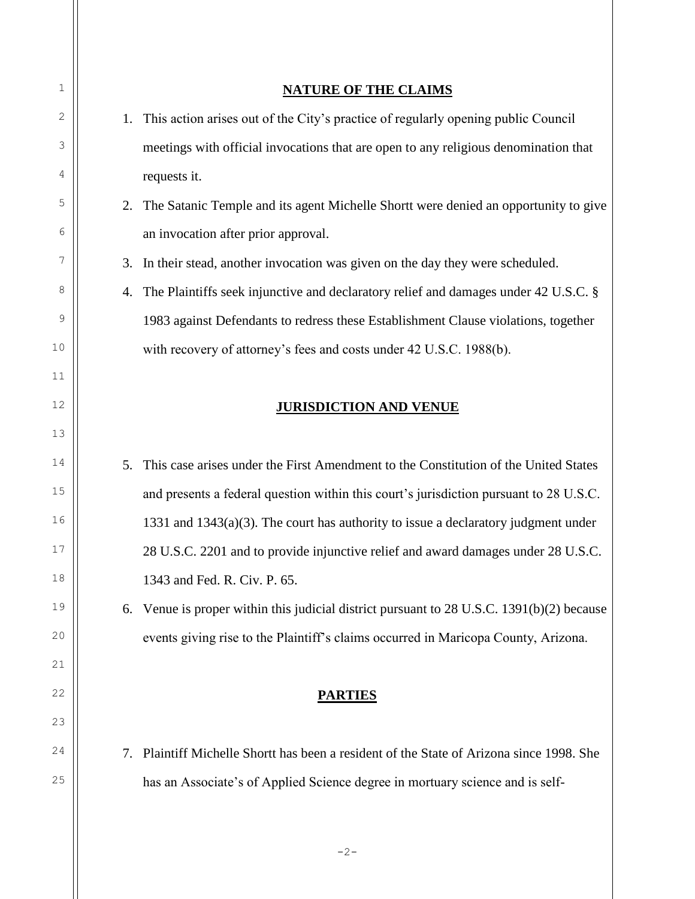## NATURE OF THE CLAIMS

1. This action arises out of the City's practice of regularly opening public Council meetings with official invocations that are open to any religious denomination that requests it.
2. The Satanic Temple and its agent Michelle Shortt were denied an opportunity to give an invocation after prior approval.
3. In their stead, another invocation was given on the day they were scheduled.
4. The Plaintiffs seek injunctive and declaratory relief and damages under 42 U.S.C. § 1983 against Defendants to redress these Establishment Clause violations, together with recovery of attorney's fees and costs under 42 U.S.C. 1988(b).

## JURISDICTION AND VENUE

5. This case arises under the First Amendment to the Constitution of the United States and presents a federal question within this court's jurisdiction pursuant to 28 U.S.C. 1331 and 1343(a)(3). The court has authority to issue a declaratory judgment under 28 U.S.C. 2201 and to provide injunctive relief and award damages under 28 U.S.C. 1343 and Fed. R. Civ. P. 65.
6. Venue is proper within this judicial district pursuant to 28 U.S.C. 1391(b)(2) because events giving rise to the Plaintiff's claims occurred in Maricopa County, Arizona.

## PARTIES

7. Plaintiff Michelle Shortt has been a resident of the State of Arizona since 1998. She has an Associate's of Applied Science degree in mortuary science and is self-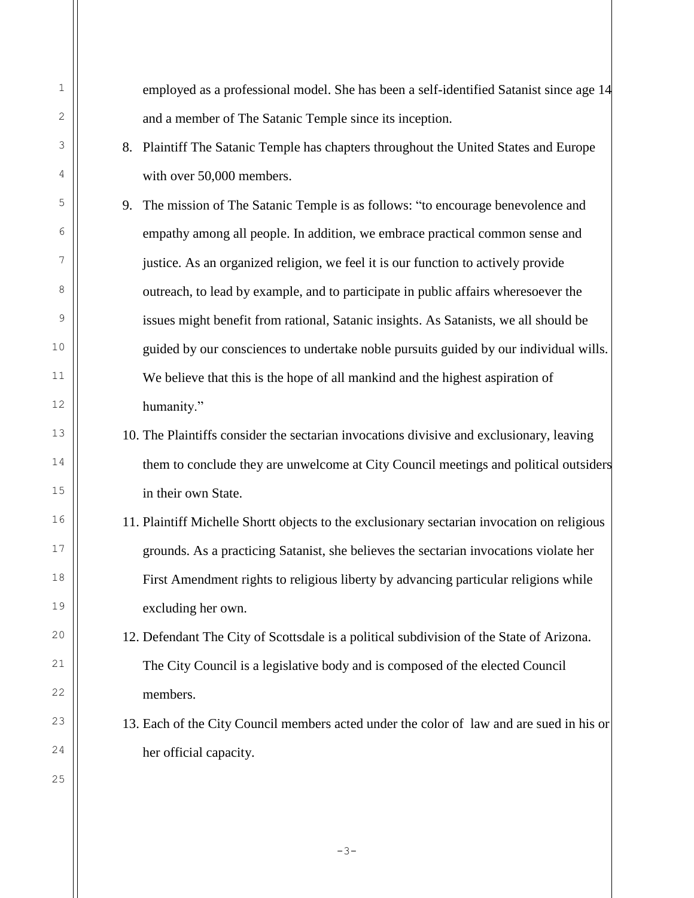employed as a professional model. She has been a self-identified Satanist since age 14 and a member of The Satanic Temple since its inception.

8. Plaintiff The Satanic Temple has chapters throughout the United States and Europe with over 50,000 members.

9. The mission of The Satanic Temple is as follows: "to encourage benevolence and empathy among all people. In addition, we embrace practical common sense and justice. As an organized religion, we feel it is our function to actively provide outreach, to lead by example, and to participate in public affairs wheresoever the issues might benefit from rational, Satanic insights. As Satanists, we all should be guided by our consciences to undertake noble pursuits guided by our individual wills. We believe that this is the hope of all mankind and the highest aspiration of humanity."

10. The Plaintiffs consider the sectarian invocations divisive and exclusionary, leaving them to conclude they are unwelcome at City Council meetings and political outsiders in their own State.

11. Plaintiff Michelle Shortt objects to the exclusionary sectarian invocation on religious grounds. As a practicing Satanist, she believes the sectarian invocations violate her First Amendment rights to religious liberty by advancing particular religions while excluding her own.

12. Defendant The City of Scottsdale is a political subdivision of the State of Arizona. The City Council is a legislative body and is composed of the elected Council members.

13. Each of the City Council members acted under the color of law and are sued in his or her official capacity.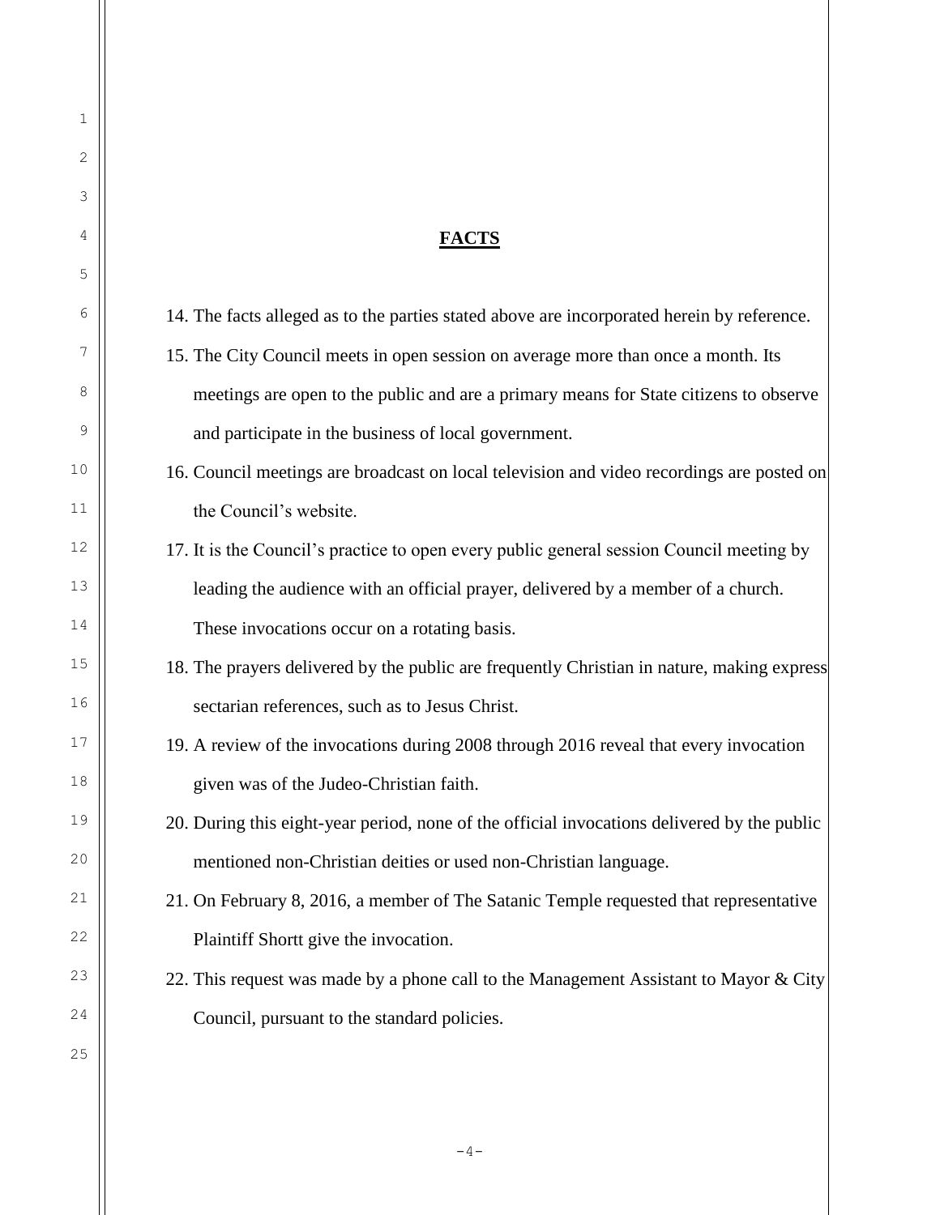## **FACTS**

14. The facts alleged as to the parties stated above are incorporated herein by reference.
15. The City Council meets in open session on average more than once a month. Its meetings are open to the public and are a primary means for State citizens to observe and participate in the business of local government.
16. Council meetings are broadcast on local television and video recordings are posted on the Council's website.
17. It is the Council's practice to open every public general session Council meeting by leading the audience with an official prayer, delivered by a member of a church. These invocations occur on a rotating basis.
18. The prayers delivered by the public are frequently Christian in nature, making express sectarian references, such as to Jesus Christ.
19. A review of the invocations during 2008 through 2016 reveal that every invocation given was of the Judeo-Christian faith.
20. During this eight-year period, none of the official invocations delivered by the public mentioned non-Christian deities or used non-Christian language.
21. On February 8, 2016, a member of The Satanic Temple requested that representative Plaintiff Shortt give the invocation.
22. This request was made by a phone call to the Management Assistant to Mayor & City Council, pursuant to the standard policies.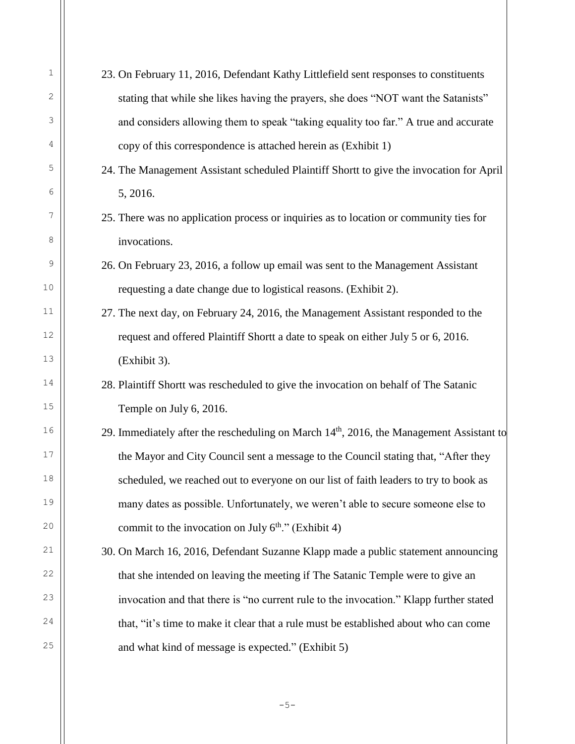23. On February 11, 2016, Defendant Kathy Littlefield sent responses to constituents stating that while she likes having the prayers, she does "NOT want the Satanists" and considers allowing them to speak "taking equality too far." A true and accurate copy of this correspondence is attached herein as (Exhibit 1)
24. The Management Assistant scheduled Plaintiff Shortt to give the invocation for April 5, 2016.
25. There was no application process or inquiries as to location or community ties for invocations.
26. On February 23, 2016, a follow up email was sent to the Management Assistant requesting a date change due to logistical reasons. (Exhibit 2).
27. The next day, on February 24, 2016, the Management Assistant responded to the request and offered Plaintiff Shortt a date to speak on either July 5 or 6, 2016. (Exhibit 3).
28. Plaintiff Shortt was rescheduled to give the invocation on behalf of The Satanic Temple on July 6, 2016.
29. Immediately after the rescheduling on March 14th, 2016, the Management Assistant to the Mayor and City Council sent a message to the Council stating that, "After they scheduled, we reached out to everyone on our list of faith leaders to try to book as many dates as possible. Unfortunately, we weren't able to secure someone else to commit to the invocation on July 6th." (Exhibit 4)
30. On March 16, 2016, Defendant Suzanne Klapp made a public statement announcing that she intended on leaving the meeting if The Satanic Temple were to give an invocation and that there is "no current rule to the invocation." Klapp further stated that, "it's time to make it clear that a rule must be established about who can come and what kind of message is expected." (Exhibit 5)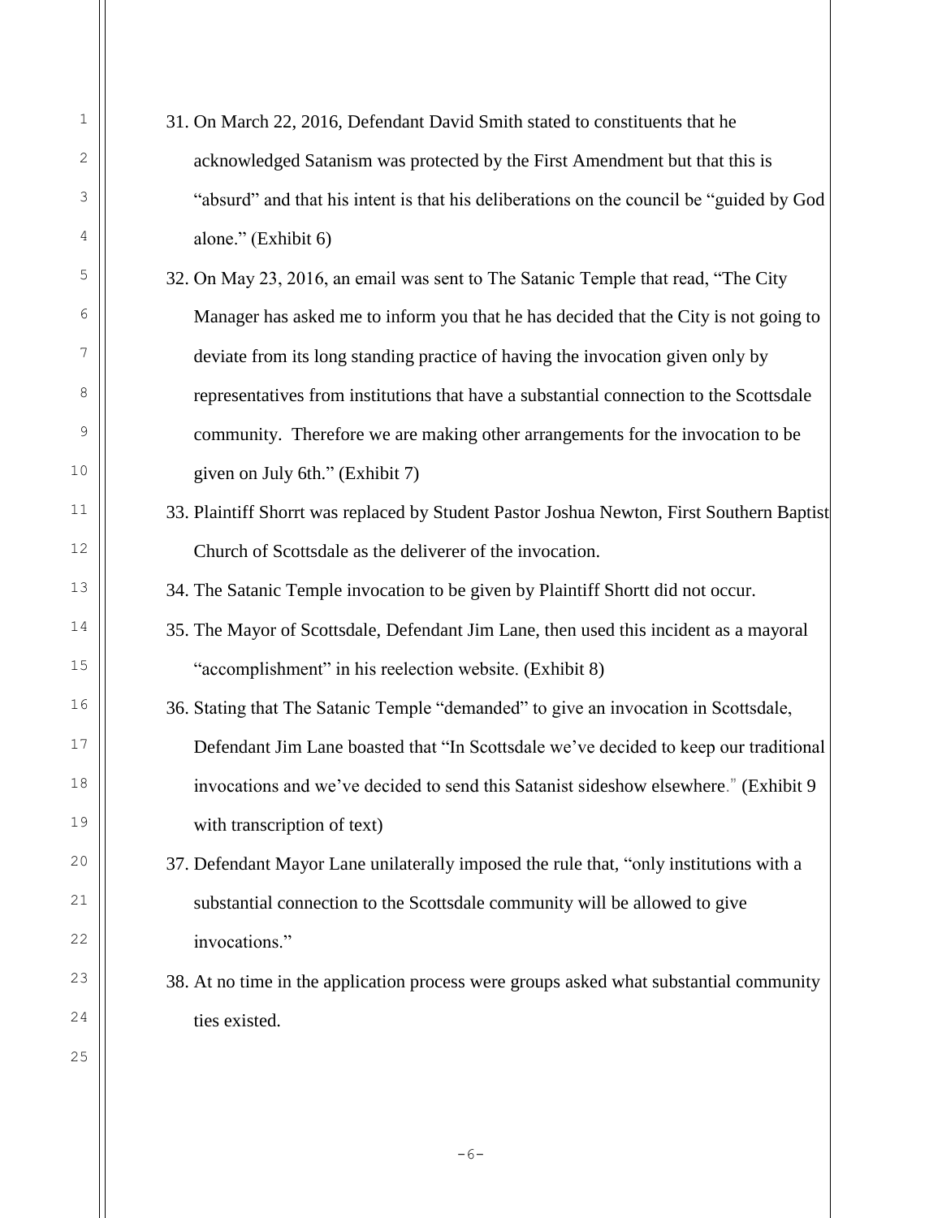31. On March 22, 2016, Defendant David Smith stated to constituents that he acknowledged Satanism was protected by the First Amendment but that this is "absurd" and that his intent is that his deliberations on the council be "guided by God alone." (Exhibit 6)
32. On May 23, 2016, an email was sent to The Satanic Temple that read, "The City Manager has asked me to inform you that he has decided that the City is not going to deviate from its long standing practice of having the invocation given only by representatives from institutions that have a substantial connection to the Scottsdale community. Therefore we are making other arrangements for the invocation to be given on July 6th." (Exhibit 7)
33. Plaintiff Shorrt was replaced by Student Pastor Joshua Newton, First Southern Baptist Church of Scottsdale as the deliverer of the invocation.
34. The Satanic Temple invocation to be given by Plaintiff Shortt did not occur.
35. The Mayor of Scottsdale, Defendant Jim Lane, then used this incident as a mayoral "accomplishment" in his reelection website. (Exhibit 8)
36. Stating that The Satanic Temple "demanded" to give an invocation in Scottsdale, Defendant Jim Lane boasted that "In Scottsdale we've decided to keep our traditional invocations and we've decided to send this Satanist sideshow elsewhere." (Exhibit 9 with transcription of text)
37. Defendant Mayor Lane unilaterally imposed the rule that, "only institutions with a substantial connection to the Scottsdale community will be allowed to give invocations."
38. At no time in the application process were groups asked what substantial community ties existed.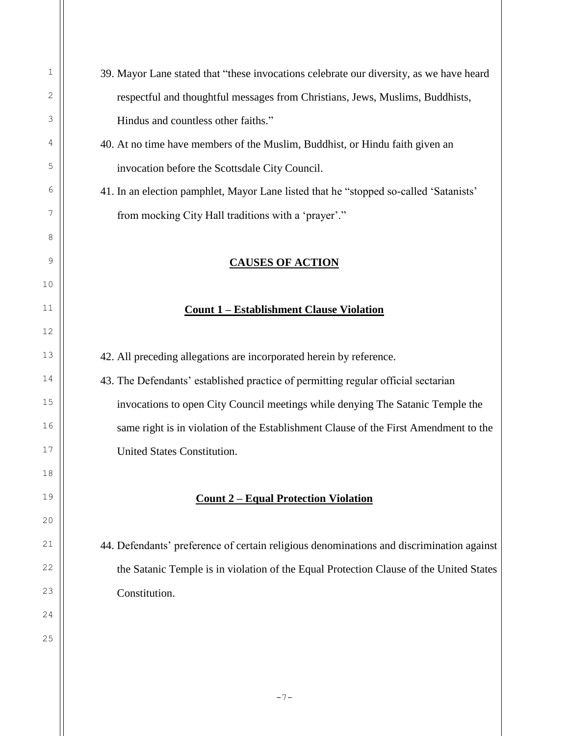39. Mayor Lane stated that "these invocations celebrate our diversity, as we have heard respectful and thoughtful messages from Christians, Jews, Muslims, Buddhists, Hindus and countless other faiths."

40. At no time have members of the Muslim, Buddhist, or Hindu faith given an invocation before the Scottsdale City Council.

41. In an election pamphlet, Mayor Lane listed that he "stopped so-called 'Satanists' from mocking City Hall traditions with a 'prayer'."

## CAUSES OF ACTION

### Count 1 – Establishment Clause Violation

42. All preceding allegations are incorporated herein by reference.

43. The Defendants' established practice of permitting regular official sectarian invocations to open City Council meetings while denying The Satanic Temple the same right is in violation of the Establishment Clause of the First Amendment to the United States Constitution.

### Count 2 – Equal Protection Violation

44. Defendants' preference of certain religious denominations and discrimination against the Satanic Temple is in violation of the Equal Protection Clause of the United States Constitution.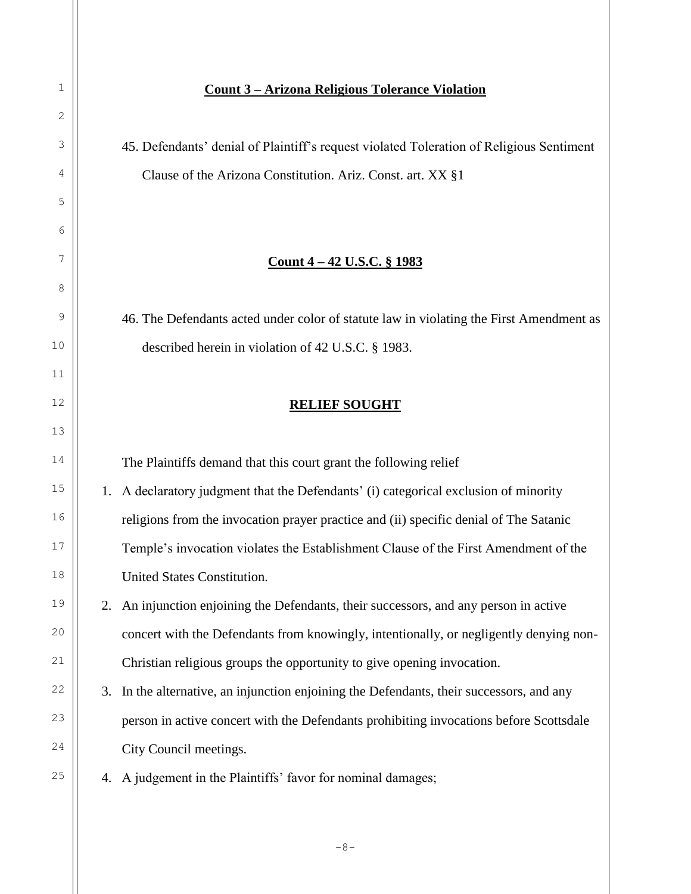**Count 3 – Arizona Religious Tolerance Violation**

45. Defendants' denial of Plaintiff's request violated Toleration of Religious Sentiment Clause of the Arizona Constitution. Ariz. Const. art. XX §1

**Count 4 – 42 U.S.C. § 1983**

46. The Defendants acted under color of statute law in violating the First Amendment as described herein in violation of 42 U.S.C. § 1983.

**RELIEF SOUGHT**

The Plaintiffs demand that this court grant the following relief

1. A declaratory judgment that the Defendants' (i) categorical exclusion of minority religions from the invocation prayer practice and (ii) specific denial of The Satanic Temple's invocation violates the Establishment Clause of the First Amendment of the United States Constitution.
2. An injunction enjoining the Defendants, their successors, and any person in active concert with the Defendants from knowingly, intentionally, or negligently denying non-Christian religious groups the opportunity to give opening invocation.
3. In the alternative, an injunction enjoining the Defendants, their successors, and any person in active concert with the Defendants prohibiting invocations before Scottsdale City Council meetings.
4. A judgement in the Plaintiffs' favor for nominal damages;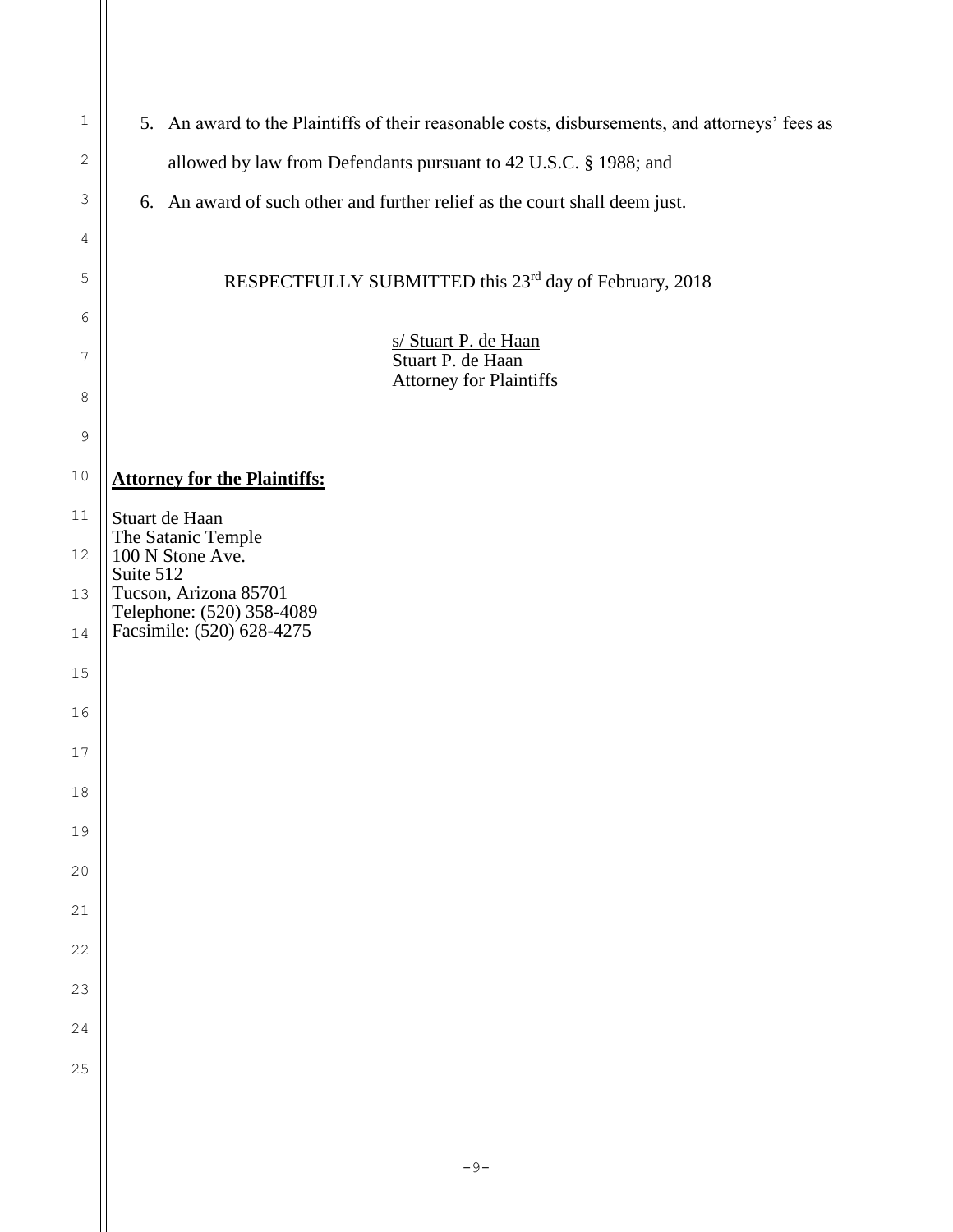5. An award to the Plaintiffs of their reasonable costs, disbursements, and attorneys' fees as allowed by law from Defendants pursuant to 42 U.S.C. § 1988; and
6. An award of such other and further relief as the court shall deem just.

RESPECTFULLY SUBMITTED this 23rd day of February, 2018

s/ Stuart P. de Haan
Stuart P. de Haan
Attorney for Plaintiffs

**Attorney for the Plaintiffs:**

Stuart de Haan
The Satanic Temple
100 N Stone Ave.
Suite 512
Tucson, Arizona 85701
Telephone: (520) 358-4089
Facsimile: (520) 628-4275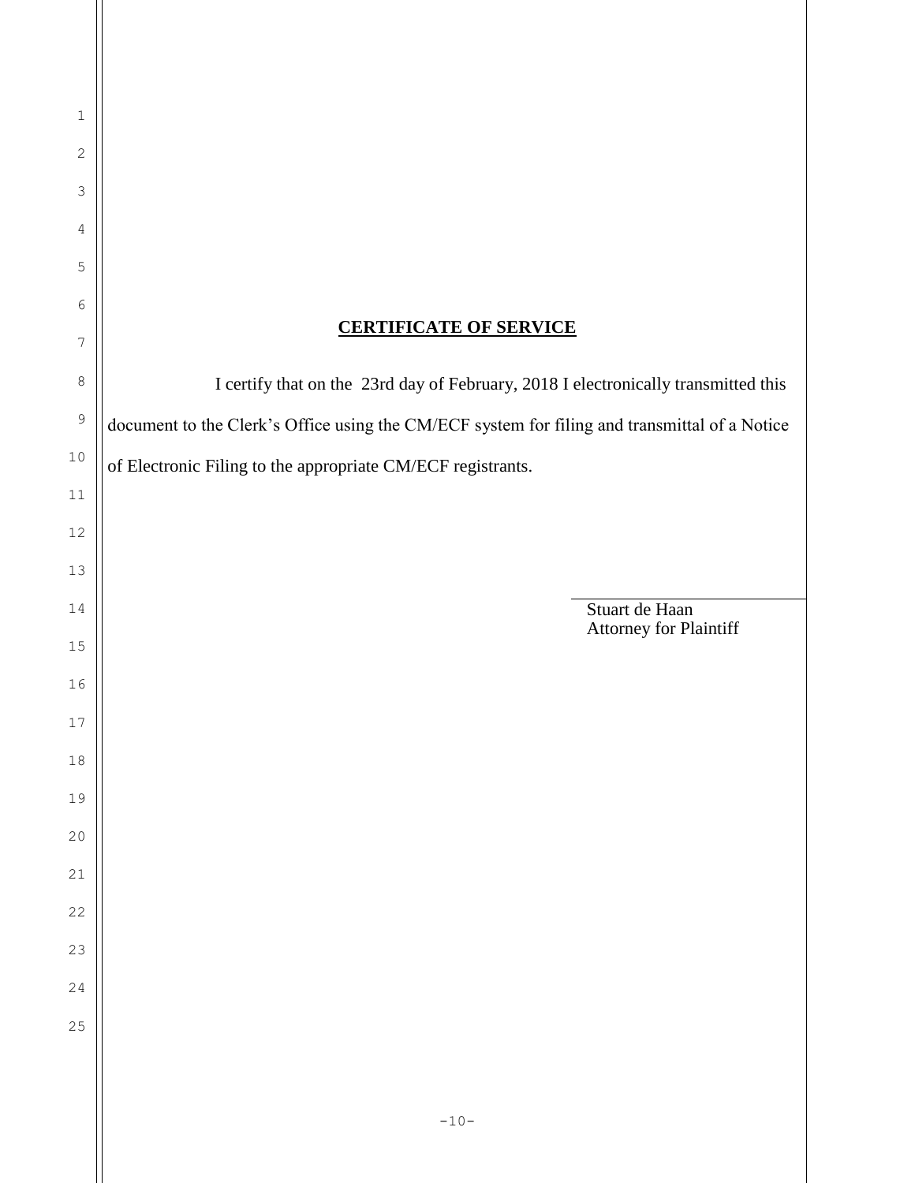**CERTIFICATE OF SERVICE**

I certify that on the 23rd day of February, 2018 I electronically transmitted this document to the Clerk's Office using the CM/ECF system for filing and transmittal of a Notice of Electronic Filing to the appropriate CM/ECF registrants.

\_\_\_\_\_\_\_\_\_\_\_\_\_\_\_\_\_\_\_\_\_\_\_\_\_\_\_\_

Stuart de Haan
Attorney for Plaintiff